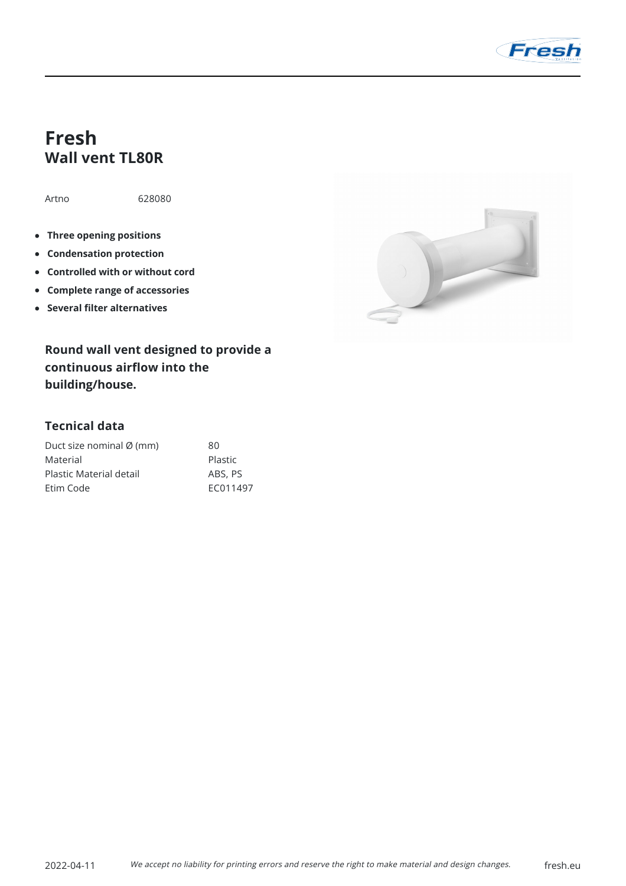# Fresh
## Wall vent TL80R

Artno 628080

- **Three opening positions**
- **Condensation protection**
- **Controlled with or without cord**
- **Complete range of accessories**
- **Several filter alternatives**

**Round wall vent designed to provide a continuous airflow into the building/house.**

### Tecnical data

| | |
|---|---|
| Duct size nominal Ø (mm) | 80 |
| Material | Plastic |
| Plastic Material detail | ABS, PS |
| Etim Code | EC011497 |

2022-04-11 *We accept no liability for printing errors and reserve the right to make material and design changes.* fresh.eu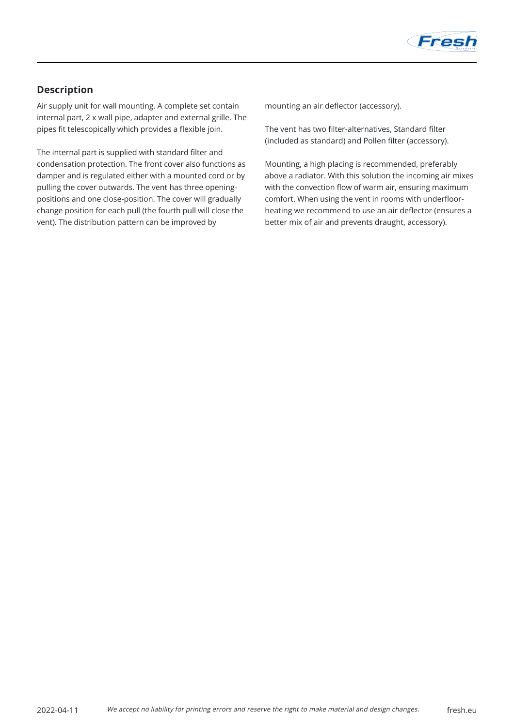## Description

Air supply unit for wall mounting. A complete set contain internal part, 2 x wall pipe, adapter and external grille. The pipes fit telescopically which provides a flexible join.

The internal part is supplied with standard filter and condensation protection. The front cover also functions as damper and is regulated either with a mounted cord or by pulling the cover outwards. The vent has three opening-positions and one close-position. The cover will gradually change position for each pull (the fourth pull will close the vent). The distribution pattern can be improved by mounting an air deflector (accessory).

The vent has two filter-alternatives, Standard filter (included as standard) and Pollen filter (accessory).

Mounting, a high placing is recommended, preferably above a radiator. With this solution the incoming air mixes with the convection flow of warm air, ensuring maximum comfort. When using the vent in rooms with underfloor-heating we recommend to use an air deflector (ensures a better mix of air and prevents draught, accessory).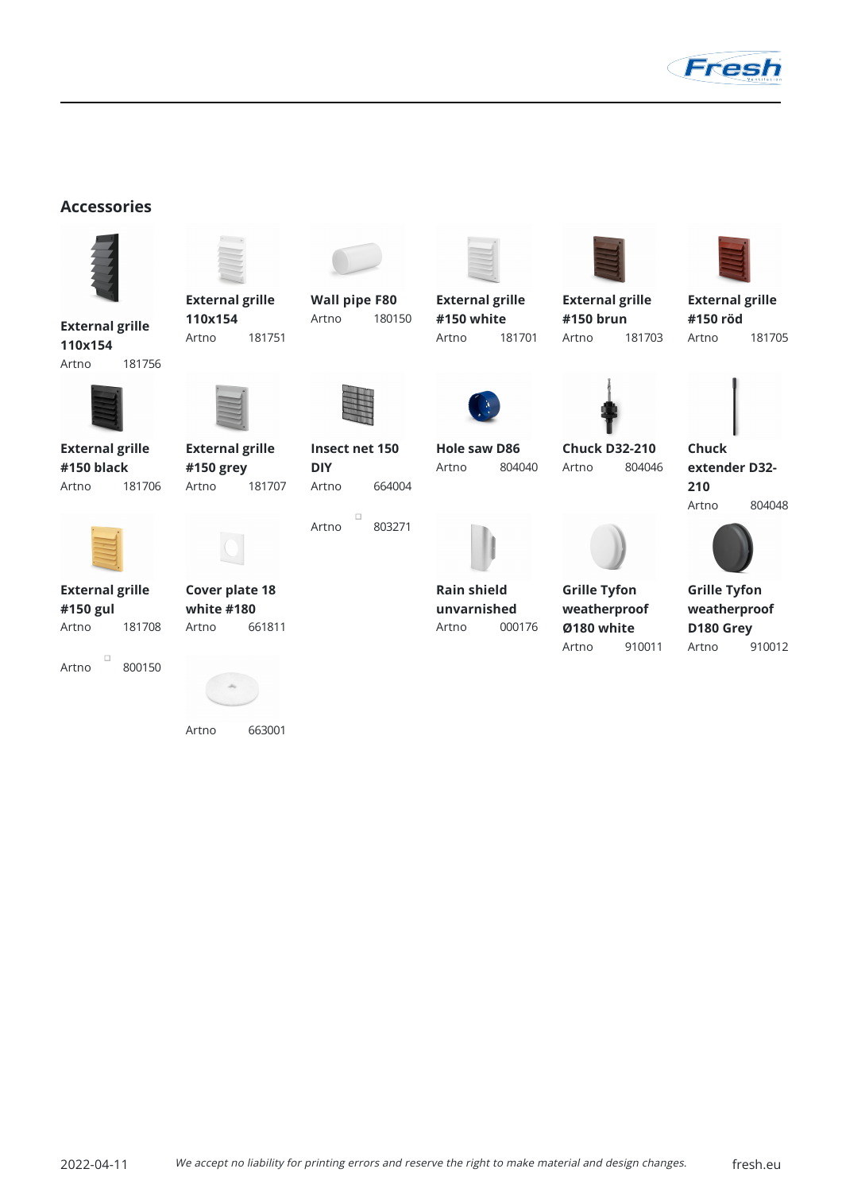## Accessories

**External grille 110x154**
Artno 181756

**External grille 110x154**
Artno 181751

**Wall pipe F80**
Artno 180150

**External grille #150 white**
Artno 181701

**External grille #150 brun**
Artno 181703

**External grille #150 röd**
Artno 181705

**External grille #150 black**
Artno 181706

**External grille #150 grey**
Artno 181707

**Insect net 150 DIY**
Artno 664004

**Hole saw D86**
Artno 804040

**Chuck D32-210**
Artno 804046

**Chuck extender D32-210**
Artno 804048

**External grille #150 gul**
Artno 181708

**Cover plate 18 white #180**
Artno 661811

Artno 803271

**Rain shield unvarnished**
Artno 000176

**Grille Tyfon weatherproof Ø180 white**
Artno 910011

**Grille Tyfon weatherproof D180 Grey**
Artno 910012

Artno 800150

Artno 663001

2022-04-11 *We accept no liability for printing errors and reserve the right to make material and design changes.* fresh.eu